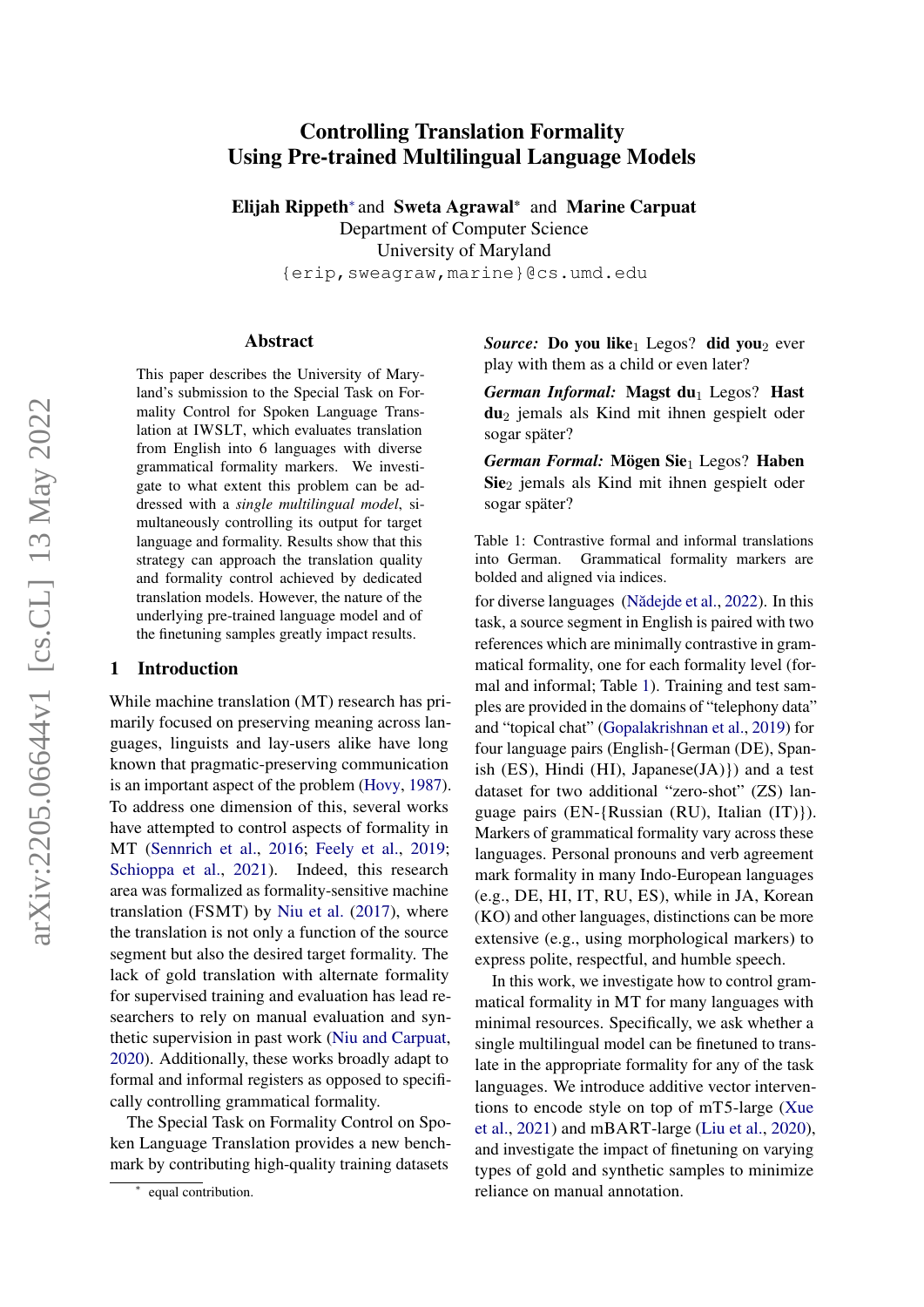# Controlling Translation Formality Using Pre-trained Multilingual Language Models

**Elijah Rippeth*** and **Sweta Agrawal*** and **Marine Carpuat**
Department of Computer Science
University of Maryland
{erip,sweagraw,marine}@cs.umd.edu

## Abstract

This paper describes the University of Maryland's submission to the Special Task on Formality Control for Spoken Language Translation at IWSLT, which evaluates translation from English into 6 languages with diverse grammatical formality markers. We investigate to what extent this problem can be addressed with a *single multilingual model*, simultaneously controlling its output for target language and formality. Results show that this strategy can approach the translation quality and formality control achieved by dedicated translation models. However, the nature of the underlying pre-trained language model and of the finetuning samples greatly impact results.

## 1 Introduction

While machine translation (MT) research has primarily focused on preserving meaning across languages, linguists and lay-users alike have long known that pragmatic-preserving communication is an important aspect of the problem (Hovy, 1987). To address one dimension of this, several works have attempted to control aspects of formality in MT (Sennrich et al., 2016; Feely et al., 2019; Schioppa et al., 2021). Indeed, this research area was formalized as formality-sensitive machine translation (FSMT) by Niu et al. (2017), where the translation is not only a function of the source segment but also the desired target formality. The lack of gold translation with alternate formality for supervised training and evaluation has lead researchers to rely on manual evaluation and synthetic supervision in past work (Niu and Carpuat, 2020). Additionally, these works broadly adapt to formal and informal registers as opposed to specifically controlling grammatical formality.

The Special Task on Formality Control on Spoken Language Translation provides a new benchmark by contributing high-quality training datasets for diverse languages (Nădejde et al., 2022). In this task, a source segment in English is paired with two references which are minimally contrastive in grammatical formality, one for each formality level (formal and informal; Table 1). Training and test samples are provided in the domains of "telephony data" and "topical chat" (Gopalakrishnan et al., 2019) for four language pairs (English-{German (DE), Spanish (ES), Hindi (HI), Japanese(JA)}) and a test dataset for two additional "zero-shot" (ZS) language pairs (EN-{Russian (RU), Italian (IT)}). Markers of grammatical formality vary across these languages. Personal pronouns and verb agreement mark formality in many Indo-European languages (e.g., DE, HI, IT, RU, ES), while in JA, Korean (KO) and other languages, distinctions can be more extensive (e.g., using morphological markers) to express polite, respectful, and humble speech.

> ***Source:*** **Do you like**$_1$ Legos? **did you**$_2$ ever play with them as a child or even later?
>
> ***German Informal:*** **Magst du**$_1$ Legos? **Hast du**$_2$ jemals als Kind mit ihnen gespielt oder sogar später?
>
> ***German Formal:*** **Mögen Sie**$_1$ Legos? **Haben Sie**$_2$ jemals als Kind mit ihnen gespielt oder sogar später?

Table 1: Contrastive formal and informal translations into German. Grammatical formality markers are bolded and aligned via indices.

In this work, we investigate how to control grammatical formality in MT for many languages with minimal resources. Specifically, we ask whether a single multilingual model can be finetuned to translate in the appropriate formality for any of the task languages. We introduce additive vector interventions to encode style on top of mT5-large (Xue et al., 2021) and mBART-large (Liu et al., 2020), and investigate the impact of finetuning on varying types of gold and synthetic samples to minimize reliance on manual annotation.

* equal contribution.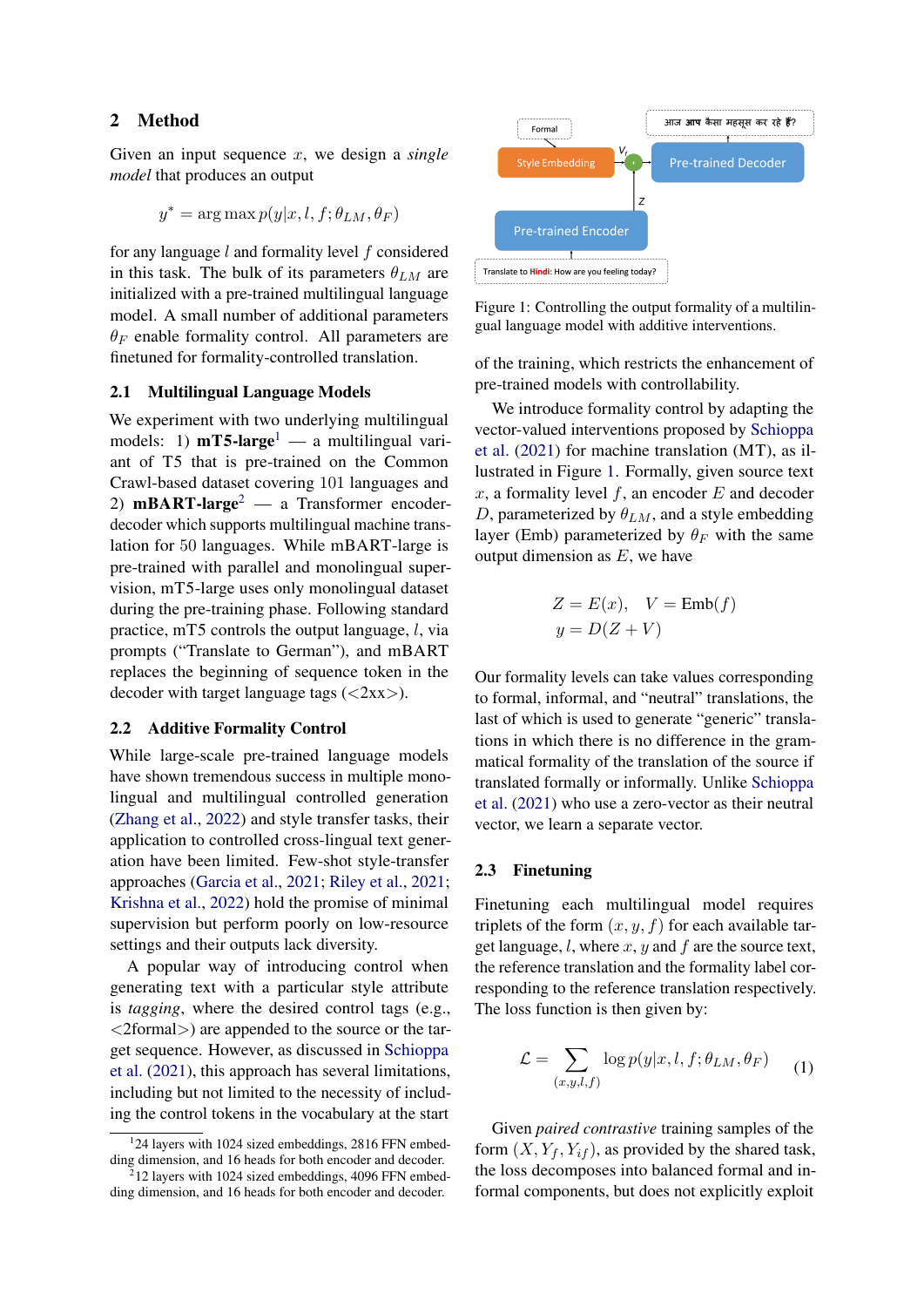## 2 Method

Given an input sequence $x$, we design a *single model* that produces an output

$$y^* = \arg\max p(y|x, l, f; \theta_{LM}, \theta_F)$$

for any language $l$ and formality level $f$ considered in this task. The bulk of its parameters $\theta_{LM}$ are initialized with a pre-trained multilingual language model. A small number of additional parameters $\theta_F$ enable formality control. All parameters are finetuned for formality-controlled translation.

### 2.1 Multilingual Language Models

We experiment with two underlying multilingual models: 1) **mT5-large**[1] — a multilingual variant of T5 that is pre-trained on the Common Crawl-based dataset covering 101 languages and 2) **mBART-large**[2] — a Transformer encoder-decoder which supports multilingual machine translation for 50 languages. While mBART-large is pre-trained with parallel and monolingual supervision, mT5-large uses only monolingual dataset during the pre-training phase. Following standard practice, mT5 controls the output language, $l$, via prompts ("Translate to German"), and mBART replaces the beginning of sequence token in the decoder with target language tags (<2xx>).

### 2.2 Additive Formality Control

While large-scale pre-trained language models have shown tremendous success in multiple monolingual and multilingual controlled generation (Zhang et al., 2022) and style transfer tasks, their application to controlled cross-lingual text generation have been limited. Few-shot style-transfer approaches (Garcia et al., 2021; Riley et al., 2021; Krishna et al., 2022) hold the promise of minimal supervision but perform poorly on low-resource settings and their outputs lack diversity.

A popular way of introducing control when generating text with a particular style attribute is *tagging*, where the desired control tags (e.g., <2formal>) are appended to the source or the target sequence. However, as discussed in Schioppa et al. (2021), this approach has several limitations, including but not limited to the necessity of including the control tokens in the vocabulary at the start of the training, which restricts the enhancement of pre-trained models with controllability.

Figure 1: Controlling the output formality of a multilingual language model with additive interventions.

We introduce formality control by adapting the vector-valued interventions proposed by Schioppa et al. (2021) for machine translation (MT), as illustrated in Figure 1. Formally, given source text $x$, a formality level $f$, an encoder $E$ and decoder $D$, parameterized by $\theta_{LM}$, and a style embedding layer (Emb) parameterized by $\theta_F$ with the same output dimension as $E$, we have

$$Z = E(x), \quad V = \text{Emb}(f)$$
$$y = D(Z + V)$$

Our formality levels can take values corresponding to formal, informal, and "neutral" translations, the last of which is used to generate "generic" translations in which there is no difference in the grammatical formality of the translation of the source if translated formally or informally. Unlike Schioppa et al. (2021) who use a zero-vector as their neutral vector, we learn a separate vector.

### 2.3 Finetuning

Finetuning each multilingual model requires triplets of the form $(x, y, f)$ for each available target language, $l$, where $x$, $y$ and $f$ are the source text, the reference translation and the formality label corresponding to the reference translation respectively. The loss function is then given by:

$$\mathcal{L} = \sum_{(x,y,l,f)} \log p(y|x, l, f; \theta_{LM}, \theta_F) \quad (1)$$

Given *paired contrastive* training samples of the form $(X, Y_f, Y_{if})$, as provided by the shared task, the loss decomposes into balanced formal and informal components, but does not explicitly exploit

[1]24 layers with 1024 sized embeddings, 2816 FFN embedding dimension, and 16 heads for both encoder and decoder.

[2]12 layers with 1024 sized embeddings, 4096 FFN embedding dimension, and 16 heads for both encoder and decoder.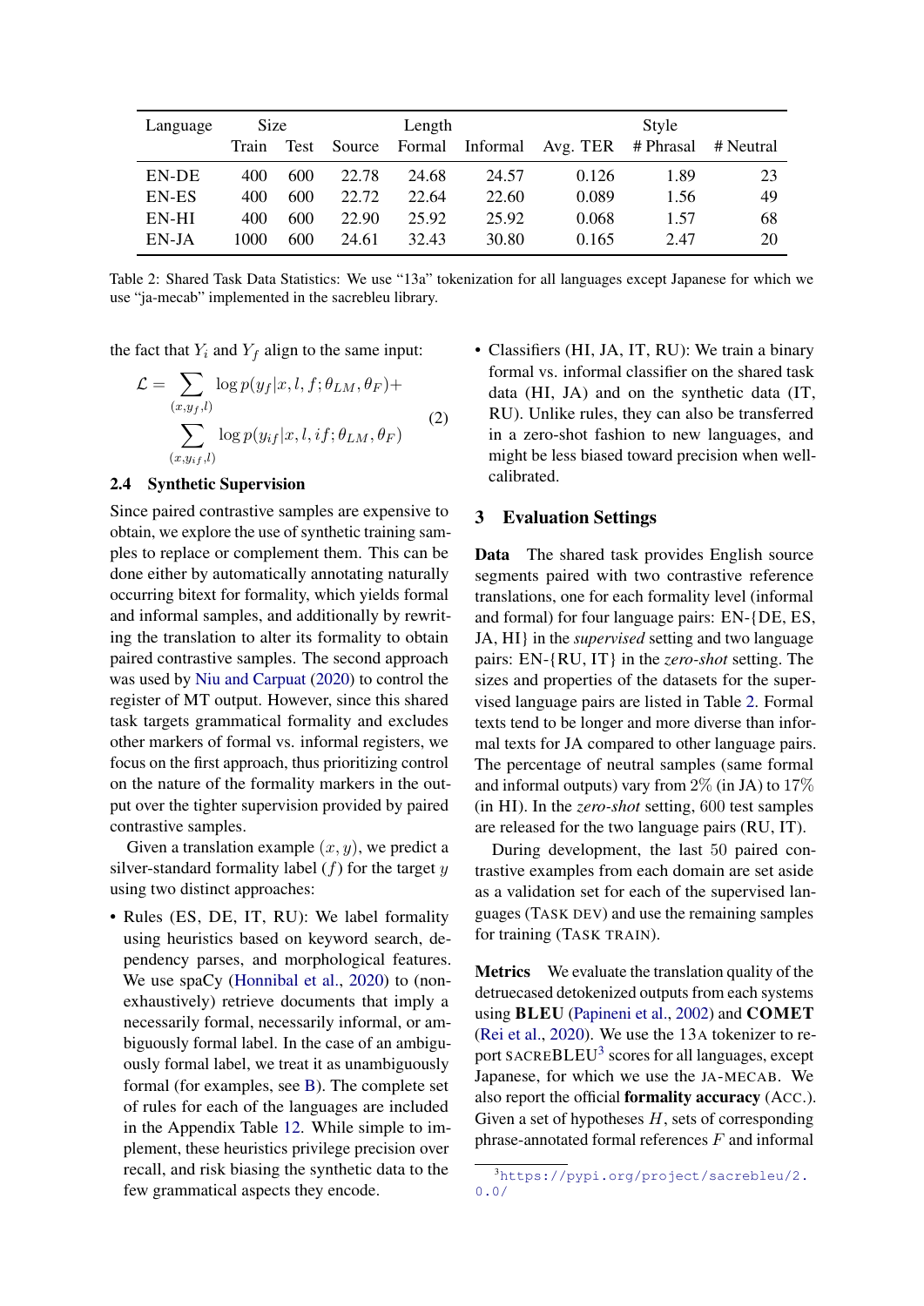| Language | Size | | Length | | | Style | | |
|---|---|---|---|---|---|---|---|---|
| | Train | Test | Source | Formal | Informal | Avg. TER | # Phrasal | # Neutral |
| EN-DE | 400 | 600 | 22.78 | 24.68 | 24.57 | 0.126 | 1.89 | 23 |
| EN-ES | 400 | 600 | 22.72 | 22.64 | 22.60 | 0.089 | 1.56 | 49 |
| EN-HI | 400 | 600 | 22.90 | 25.92 | 25.92 | 0.068 | 1.57 | 68 |
| EN-JA | 1000 | 600 | 24.61 | 32.43 | 30.80 | 0.165 | 2.47 | 20 |

Table 2: Shared Task Data Statistics: We use "13a" tokenization for all languages except Japanese for which we use "ja-mecab" implemented in the sacrebleu library.

the fact that $Y_i$ and $Y_f$ align to the same input:

$$\mathcal{L} = \sum_{(x,y_f,l)} \log p(y_f|x, l, f; \theta_{LM}, \theta_F) + \sum_{(x,y_{if},l)} \log p(y_{if}|x, l, if; \theta_{LM}, \theta_F) \tag{2}$$

### 2.4 Synthetic Supervision

Since paired contrastive samples are expensive to obtain, we explore the use of synthetic training samples to replace or complement them. This can be done either by automatically annotating naturally occurring bitext for formality, which yields formal and informal samples, and additionally by rewriting the translation to alter its formality to obtain paired contrastive samples. The second approach was used by Niu and Carpuat (2020) to control the register of MT output. However, since this shared task targets grammatical formality and excludes other markers of formal vs. informal registers, we focus on the first approach, thus prioritizing control on the nature of the formality markers in the output over the tighter supervision provided by paired contrastive samples.

Given a translation example $(x, y)$, we predict a silver-standard formality label $(f)$ for the target $y$ using two distinct approaches:

- Rules (ES, DE, IT, RU): We label formality using heuristics based on keyword search, dependency parses, and morphological features. We use spaCy (Honnibal et al., 2020) to (non-exhaustively) retrieve documents that imply a necessarily formal, necessarily informal, or ambiguously formal label. In the case of an ambiguously formal label, we treat it as unambiguously formal (for examples, see B). The complete set of rules for each of the languages are included in the Appendix Table 12. While simple to implement, these heuristics privilege precision over recall, and risk biasing the synthetic data to the few grammatical aspects they encode.
- Classifiers (HI, JA, IT, RU): We train a binary formal vs. informal classifier on the shared task data (HI, JA) and on the synthetic data (IT, RU). Unlike rules, they can also be transferred in a zero-shot fashion to new languages, and might be less biased toward precision when well-calibrated.

## 3 Evaluation Settings

**Data** The shared task provides English source segments paired with two contrastive reference translations, one for each formality level (informal and formal) for four language pairs: EN-{DE, ES, JA, HI} in the *supervised* setting and two language pairs: EN-{RU, IT} in the *zero-shot* setting. The sizes and properties of the datasets for the supervised language pairs are listed in Table 2. Formal texts tend to be longer and more diverse than informal texts for JA compared to other language pairs. The percentage of neutral samples (same formal and informal outputs) vary from 2% (in JA) to 17% (in HI). In the *zero-shot* setting, 600 test samples are released for the two language pairs (RU, IT).

During development, the last 50 paired contrastive examples from each domain are set aside as a validation set for each of the supervised languages (TASK DEV) and use the remaining samples for training (TASK TRAIN).

**Metrics** We evaluate the translation quality of the detruecased detokenized outputs from each systems using **BLEU** (Papineni et al., 2002) and **COMET** (Rei et al., 2020). We use the 13A tokenizer to report SACREBLEU[3] scores for all languages, except Japanese, for which we use the JA-MECAB. We also report the official **formality accuracy** (ACC.). Given a set of hypotheses $H$, sets of corresponding phrase-annotated formal references $F$ and informal

[3] https://pypi.org/project/sacrebleu/2.0.0/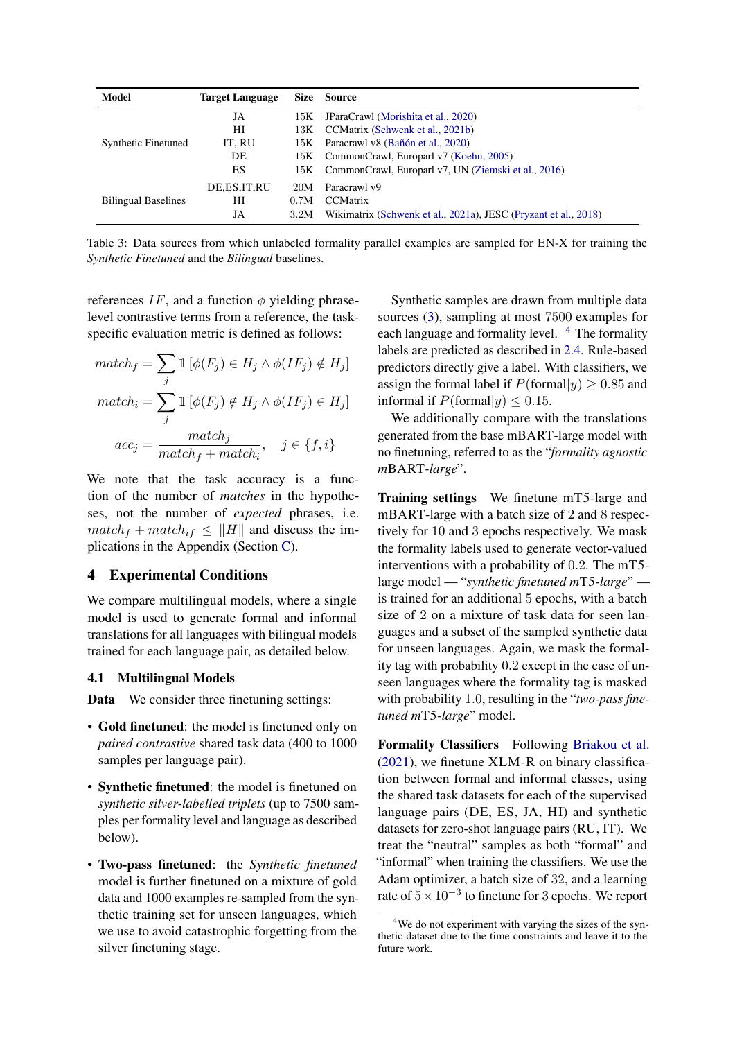| Model | Target Language | Size | Source |
|---|---|---|---|
| Synthetic Finetuned | JA | 15K | JParaCrawl (Morishita et al., 2020) |
| | HI | 13K | CCMatrix (Schwenk et al., 2021b) |
| | IT, RU | 15K | Paracrawl v8 (Bañón et al., 2020) |
| | DE | 15K | CommonCrawl, Europarl v7 (Koehn, 2005) |
| | ES | 15K | CommonCrawl, Europarl v7, UN (Ziemski et al., 2016) |
| Bilingual Baselines | DE,ES,IT,RU | 20M | Paracrawl v9 |
| | HI | 0.7M | CCMatrix |
| | JA | 3.2M | Wikimatrix (Schwenk et al., 2021a), JESC (Pryzant et al., 2018) |

Table 3: Data sources from which unlabeled formality parallel examples are sampled for EN-X for training the *Synthetic Finetuned* and the *Bilingual* baselines.

references $IF$, and a function $\phi$ yielding phrase-level contrastive terms from a reference, the task-specific evaluation metric is defined as follows:

$$match_f = \sum_j \mathbb{1}\left[\phi(F_j) \in H_j \wedge \phi(IF_j) \notin H_j\right]$$

$$match_i = \sum_j \mathbb{1}\left[\phi(F_j) \notin H_j \wedge \phi(IF_j) \in H_j\right]$$

$$acc_j = \frac{match_j}{match_f + match_i}, \quad j \in \{f, i\}$$

We note that the task accuracy is a function of the number of *matches* in the hypotheses, not the number of *expected* phrases, i.e. $match_f + match_{if} \leq \|H\|$ and discuss the implications in the Appendix (Section C).

## 4 Experimental Conditions

We compare multilingual models, where a single model is used to generate formal and informal translations for all languages with bilingual models trained for each language pair, as detailed below.

### 4.1 Multilingual Models

**Data** We consider three finetuning settings:

- **Gold finetuned**: the model is finetuned only on *paired contrastive* shared task data (400 to 1000 samples per language pair).
- **Synthetic finetuned**: the model is finetuned on *synthetic silver-labelled triplets* (up to 7500 samples per formality level and language as described below).
- **Two-pass finetuned**: the *Synthetic finetuned* model is further finetuned on a mixture of gold data and 1000 examples re-sampled from the synthetic training set for unseen languages, which we use to avoid catastrophic forgetting from the silver finetuning stage.

Synthetic samples are drawn from multiple data sources (3), sampling at most 7500 examples for each language and formality level. [4] The formality labels are predicted as described in 2.4. Rule-based predictors directly give a label. With classifiers, we assign the formal label if $P(\text{formal}|y) \geq 0.85$ and informal if $P(\text{formal}|y) \leq 0.15$.

We additionally compare with the translations generated from the base mBART-large model with no finetuning, referred to as the "*formality agnostic mBART-large*".

**Training settings** We finetune mT5-large and mBART-large with a batch size of 2 and 8 respectively for 10 and 3 epochs respectively. We mask the formality labels used to generate vector-valued interventions with a probability of 0.2. The mT5-large model — "*synthetic finetuned mT5-large*" — is trained for an additional 5 epochs, with a batch size of 2 on a mixture of task data for seen languages and a subset of the sampled synthetic data for unseen languages. Again, we mask the formality tag with probability 0.2 except in the case of unseen languages where the formality tag is masked with probability 1.0, resulting in the "*two-pass finetuned mT5-large*" model.

**Formality Classifiers** Following Briakou et al. (2021), we finetune XLM-R on binary classification between formal and informal classes, using the shared task datasets for each of the supervised language pairs (DE, ES, JA, HI) and synthetic datasets for zero-shot language pairs (RU, IT). We treat the "neutral" samples as both "formal" and "informal" when training the classifiers. We use the Adam optimizer, a batch size of 32, and a learning rate of $5 \times 10^{-3}$ to finetune for 3 epochs. We report

[4] We do not experiment with varying the sizes of the synthetic dataset due to the time constraints and leave it to the future work.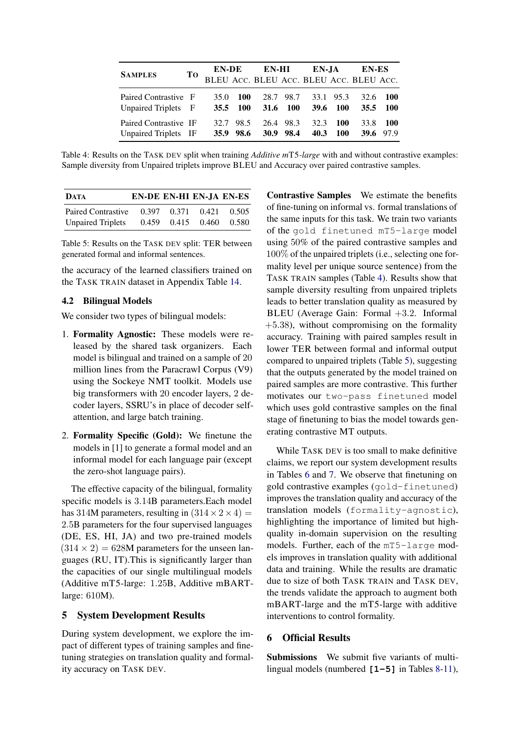| Samples | To | EN-DE | | EN-HI | | EN-JA | | EN-ES | |
|---|---|---|---|---|---|---|---|---|---|
| | | BLEU | Acc. | BLEU | Acc. | BLEU | Acc. | BLEU | Acc. |
| Paired Contrastive | F | 35.0 | **100** | 28.7 | 98.7 | 33.1 | 95.3 | 32.6 | **100** |
| Unpaired Triplets | F | **35.5** | **100** | **31.6** | **100** | **39.6** | **100** | **35.5** | **100** |
| Paired Contrastive | IF | 32.7 | 98.5 | 26.4 | 98.3 | 32.3 | **100** | 33.8 | **100** |
| Unpaired Triplets | IF | **35.9** | **98.6** | **30.9** | **98.4** | **40.3** | **100** | **39.6** | 97.9 |

Table 4: Results on the Task dev split when training *Additive mT5-large* with and without contrastive examples: Sample diversity from Unpaired triplets improve BLEU and Accuracy over paired contrastive samples.

| Data | EN-DE | EN-HI | EN-JA | EN-ES |
|---|---|---|---|---|
| Paired Contrastive | 0.397 | 0.371 | 0.421 | 0.505 |
| Unpaired Triplets | 0.459 | 0.415 | 0.460 | 0.580 |

Table 5: Results on the Task dev split: TER between generated formal and informal sentences.

the accuracy of the learned classifiers trained on the Task train dataset in Appendix Table 14.

### 4.2 Bilingual Models

We consider two types of bilingual models:

1. **Formality Agnostic:** These models were released by the shared task organizers. Each model is bilingual and trained on a sample of 20 million lines from the Paracrawl Corpus (V9) using the Sockeye NMT toolkit. Models use big transformers with 20 encoder layers, 2 decoder layers, SSRU's in place of decoder self-attention, and large batch training.
2. **Formality Specific (Gold):** We finetune the models in [1] to generate a formal model and an informal model for each language pair (except the zero-shot language pairs).

The effective capacity of the bilingual, formality specific models is 3.14B parameters.Each model has 314M parameters, resulting in $(314 \times 2 \times 4) =$ 2.5B parameters for the four supervised languages (DE, ES, HI, JA) and two pre-trained models $(314 \times 2) = 628$M parameters for the unseen languages (RU, IT).This is significantly larger than the capacities of our single multilingual models (Additive mT5-large: 1.25B, Additive mBART-large: 610M).

## 5 System Development Results

During system development, we explore the impact of different types of training samples and finetuning strategies on translation quality and formality accuracy on Task dev.

**Contrastive Samples** We estimate the benefits of fine-tuning on informal vs. formal translations of the same inputs for this task. We train two variants of the `gold finetuned mT5-large` model using 50% of the paired contrastive samples and 100% of the unpaired triplets (i.e., selecting one formality level per unique source sentence) from the Task train samples (Table 4). Results show that sample diversity resulting from unpaired triplets leads to better translation quality as measured by BLEU (Average Gain: Formal +3.2. Informal +5.38), without compromising on the formality accuracy. Training with paired samples result in lower TER between formal and informal output compared to unpaired triplets (Table 5), suggesting that the outputs generated by the model trained on paired samples are more contrastive. This further motivates our `two-pass finetuned` model which uses gold contrastive samples on the final stage of finetuning to bias the model towards generating contrastive MT outputs.

While Task dev is too small to make definitive claims, we report our system development results in Tables 6 and 7. We observe that finetuning on gold contrastive examples (`gold-finetuned`) improves the translation quality and accuracy of the translation models (`formality-agnostic`), highlighting the importance of limited but high-quality in-domain supervision on the resulting models. Further, each of the `mT5-large` models improves in translation quality with additional data and training. While the results are dramatic due to size of both Task train and Task dev, the trends validate the approach to augment both mBART-large and the mT5-large with additive interventions to control formality.

## 6 Official Results

**Submissions** We submit five variants of multilingual models (numbered **[1–5]** in Tables 8-11),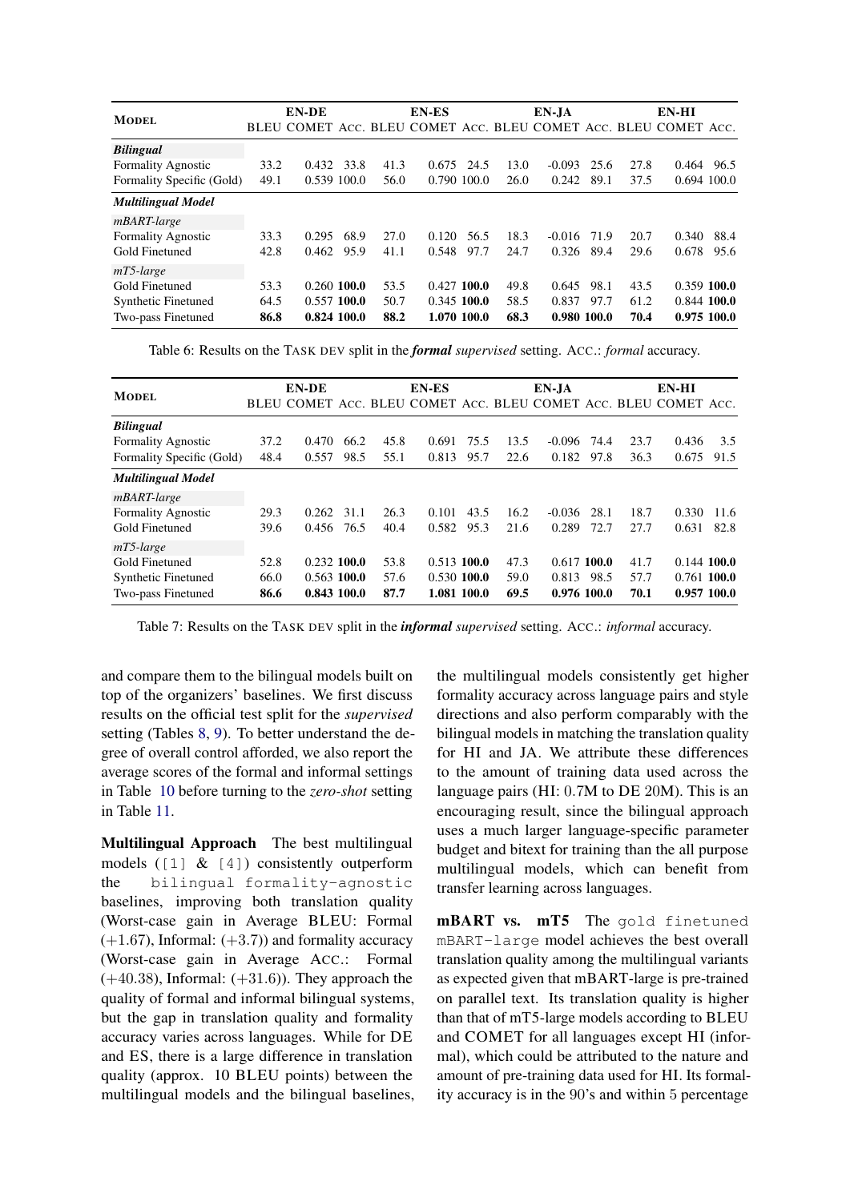| **Model** | **EN-DE** | | | **EN-ES** | | | **EN-JA** | | | **EN-HI** | | |
|---|---|---|---|---|---|---|---|---|---|---|---|---|
| | BLEU | COMET | ACC. | BLEU | COMET | ACC. | BLEU | COMET | ACC. | BLEU | COMET | ACC. |
| ***Bilingual*** | | | | | | | | | | | | |
| Formality Agnostic | 33.2 | 0.432 | 33.8 | 41.3 | 0.675 | 24.5 | 13.0 | -0.093 | 25.6 | 27.8 | 0.464 | 96.5 |
| Formality Specific (Gold) | 49.1 | 0.539 | 100.0 | 56.0 | 0.790 | 100.0 | 26.0 | 0.242 | 89.1 | 37.5 | 0.694 | 100.0 |
| ***Multilingual Model*** | | | | | | | | | | | | |
| *mBART-large* | | | | | | | | | | | | |
| Formality Agnostic | 33.3 | 0.295 | 68.9 | 27.0 | 0.120 | 56.5 | 18.3 | -0.016 | 71.9 | 20.7 | 0.340 | 88.4 |
| Gold Finetuned | 42.8 | 0.462 | 95.9 | 41.1 | 0.548 | 97.7 | 24.7 | 0.326 | 89.4 | 29.6 | 0.678 | 95.6 |
| *mT5-large* | | | | | | | | | | | | |
| Gold Finetuned | 53.3 | 0.260 | **100.0** | 53.5 | 0.427 | **100.0** | 49.8 | 0.645 | 98.1 | 43.5 | 0.359 | **100.0** |
| Synthetic Finetuned | 64.5 | 0.557 | **100.0** | 50.7 | 0.345 | **100.0** | 58.5 | 0.837 | 97.7 | 61.2 | 0.844 | **100.0** |
| Two-pass Finetuned | **86.8** | **0.824** | **100.0** | **88.2** | **1.070** | **100.0** | **68.3** | **0.980** | **100.0** | **70.4** | **0.975** | **100.0** |

Table 6: Results on the TASK DEV split in the ***formal*** *supervised* setting. ACC.: *formal* accuracy.

| **Model** | **EN-DE** | | | **EN-ES** | | | **EN-JA** | | | **EN-HI** | | |
|---|---|---|---|---|---|---|---|---|---|---|---|---|
| | BLEU | COMET | ACC. | BLEU | COMET | ACC. | BLEU | COMET | ACC. | BLEU | COMET | ACC. |
| ***Bilingual*** | | | | | | | | | | | | |
| Formality Agnostic | 37.2 | 0.470 | 66.2 | 45.8 | 0.691 | 75.5 | 13.5 | -0.096 | 74.4 | 23.7 | 0.436 | 3.5 |
| Formality Specific (Gold) | 48.4 | 0.557 | 98.5 | 55.1 | 0.813 | 95.7 | 22.6 | 0.182 | 97.8 | 36.3 | 0.675 | 91.5 |
| ***Multilingual Model*** | | | | | | | | | | | | |
| *mBART-large* | | | | | | | | | | | | |
| Formality Agnostic | 29.3 | 0.262 | 31.1 | 26.3 | 0.101 | 43.5 | 16.2 | -0.036 | 28.1 | 18.7 | 0.330 | 11.6 |
| Gold Finetuned | 39.6 | 0.456 | 76.5 | 40.4 | 0.582 | 95.3 | 21.6 | 0.289 | 72.7 | 27.7 | 0.631 | 82.8 |
| *mT5-large* | | | | | | | | | | | | |
| Gold Finetuned | 52.8 | 0.232 | **100.0** | 53.8 | 0.513 | **100.0** | 47.3 | 0.617 | **100.0** | 41.7 | 0.144 | **100.0** |
| Synthetic Finetuned | 66.0 | 0.563 | **100.0** | 57.6 | 0.530 | **100.0** | 59.0 | 0.813 | 98.5 | 57.7 | 0.761 | **100.0** |
| Two-pass Finetuned | **86.6** | **0.843** | **100.0** | **87.7** | **1.081** | **100.0** | **69.5** | **0.976** | **100.0** | **70.1** | **0.957** | **100.0** |

Table 7: Results on the TASK DEV split in the ***informal*** *supervised* setting. ACC.: *informal* accuracy.

and compare them to the bilingual models built on top of the organizers' baselines. We first discuss results on the official test split for the *supervised* setting (Tables 8, 9). To better understand the degree of overall control afforded, we also report the average scores of the formal and informal settings in Table 10 before turning to the *zero-shot* setting in Table 11.

**Multilingual Approach** The best multilingual models (`[1]` & `[4]`) consistently outperform the `bilingual formality-agnostic` baselines, improving both translation quality (Worst-case gain in Average BLEU: Formal (+1.67), Informal: (+3.7)) and formality accuracy (Worst-case gain in Average ACC.: Formal (+40.38), Informal: (+31.6)). They approach the quality of formal and informal bilingual systems, but the gap in translation quality and formality accuracy varies across languages. While for DE and ES, there is a large difference in translation quality (approx. 10 BLEU points) between the multilingual models and the bilingual baselines, the multilingual models consistently get higher formality accuracy across language pairs and style directions and also perform comparably with the bilingual models in matching the translation quality for HI and JA. We attribute these differences to the amount of training data used across the language pairs (HI: 0.7M to DE 20M). This is an encouraging result, since the bilingual approach uses a much larger language-specific parameter budget and bitext for training than the all purpose multilingual models, which can benefit from transfer learning across languages.

**mBART vs. mT5** The `gold finetuned mBART-large` model achieves the best overall translation quality among the multilingual variants as expected given that mBART-large is pre-trained on parallel text. Its translation quality is higher than that of mT5-large models according to BLEU and COMET for all languages except HI (informal), which could be attributed to the nature and amount of pre-training data used for HI. Its formality accuracy is in the 90's and within 5 percentage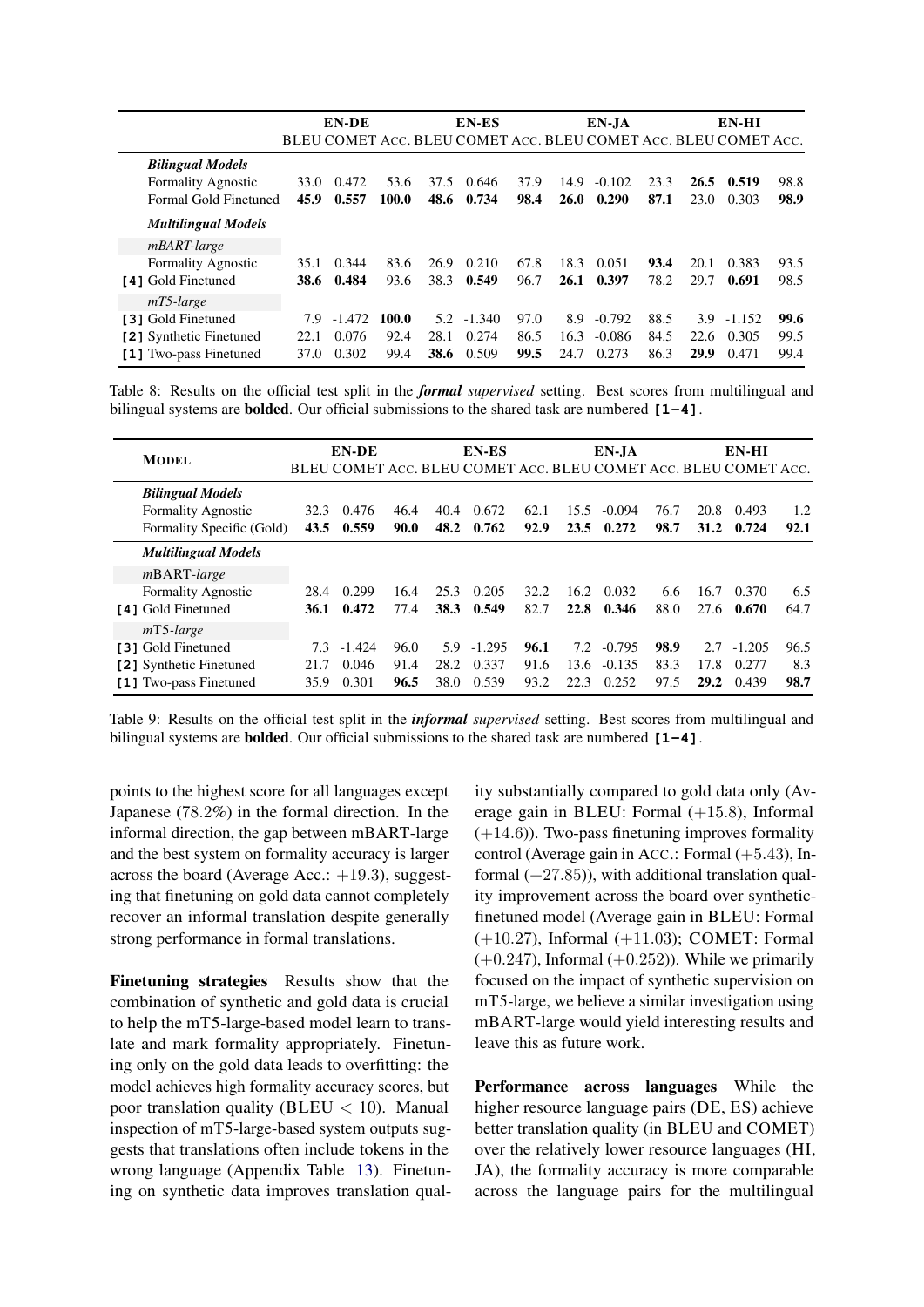| | EN-DE | | | EN-ES | | | EN-JA | | | EN-HI | | |
|---|---|---|---|---|---|---|---|---|---|---|---|---|
| | BLEU | COMET | ACC. | BLEU | COMET | ACC. | BLEU | COMET | ACC. | BLEU | COMET | ACC. |
| ***Bilingual Models*** | | | | | | | | | | | | |
| Formality Agnostic | 33.0 | 0.472 | 53.6 | 37.5 | 0.646 | 37.9 | 14.9 | -0.102 | 23.3 | **26.5** | **0.519** | 98.8 |
| Formal Gold Finetuned | **45.9** | **0.557** | **100.0** | **48.6** | **0.734** | **98.4** | **26.0** | **0.290** | **87.1** | 23.0 | 0.303 | **98.9** |
| ***Multilingual Models*** | | | | | | | | | | | | |
| *mBART-large* | | | | | | | | | | | | |
| Formality Agnostic | 35.1 | 0.344 | 83.6 | 26.9 | 0.210 | 67.8 | 18.3 | 0.051 | **93.4** | 20.1 | 0.383 | 93.5 |
| [4] Gold Finetuned | **38.6** | **0.484** | 93.6 | 38.3 | **0.549** | 96.7 | **26.1** | **0.397** | 78.2 | 29.7 | **0.691** | 98.5 |
| *mT5-large* | | | | | | | | | | | | |
| [3] Gold Finetuned | 7.9 | -1.472 | **100.0** | 5.2 | -1.340 | 97.0 | 8.9 | -0.792 | 88.5 | 3.9 | -1.152 | **99.6** |
| [2] Synthetic Finetuned | 22.1 | 0.076 | 92.4 | 28.1 | 0.274 | 86.5 | 16.3 | -0.086 | 84.5 | 22.6 | 0.305 | 99.5 |
| [1] Two-pass Finetuned | 37.0 | 0.302 | 99.4 | **38.6** | 0.509 | **99.5** | 24.7 | 0.273 | 86.3 | **29.9** | 0.471 | 99.4 |

Table 8: Results on the official test split in the ***formal*** *supervised* setting. Best scores from multilingual and bilingual systems are **bolded**. Our official submissions to the shared task are numbered **[1-4]**.

| MODEL | EN-DE | | | EN-ES | | | EN-JA | | | EN-HI | | |
|---|---|---|---|---|---|---|---|---|---|---|---|---|
| | BLEU | COMET | ACC. | BLEU | COMET | ACC. | BLEU | COMET | ACC. | BLEU | COMET | ACC. |
| ***Bilingual Models*** | | | | | | | | | | | | |
| Formality Agnostic | 32.3 | 0.476 | 46.4 | 40.4 | 0.672 | 62.1 | 15.5 | -0.094 | 76.7 | 20.8 | 0.493 | 1.2 |
| Formality Specific (Gold) | **43.5** | **0.559** | **90.0** | **48.2** | **0.762** | **92.9** | **23.5** | **0.272** | **98.7** | **31.2** | **0.724** | **92.1** |
| ***Multilingual Models*** | | | | | | | | | | | | |
| *m*BART-*large* | | | | | | | | | | | | |
| Formality Agnostic | 28.4 | 0.299 | 16.4 | 25.3 | 0.205 | 32.2 | 16.2 | 0.032 | 6.6 | 16.7 | 0.370 | 6.5 |
| [4] Gold Finetuned | **36.1** | **0.472** | 77.4 | **38.3** | **0.549** | 82.7 | **22.8** | **0.346** | 88.0 | 27.6 | **0.670** | 64.7 |
| *m*T5-*large* | | | | | | | | | | | | |
| [3] Gold Finetuned | 7.3 | -1.424 | 96.0 | 5.9 | -1.295 | **96.1** | 7.2 | -0.795 | **98.9** | 2.7 | -1.205 | 96.5 |
| [2] Synthetic Finetuned | 21.7 | 0.046 | 91.4 | 28.2 | 0.337 | 91.6 | 13.6 | -0.135 | 83.3 | 17.8 | 0.277 | 8.3 |
| [1] Two-pass Finetuned | 35.9 | 0.301 | **96.5** | 38.0 | 0.539 | 93.2 | 22.3 | 0.252 | 97.5 | **29.2** | 0.439 | **98.7** |

Table 9: Results on the official test split in the ***informal*** *supervised* setting. Best scores from multilingual and bilingual systems are **bolded**. Our official submissions to the shared task are numbered **[1-4]**.

points to the highest score for all languages except Japanese (78.2%) in the formal direction. In the informal direction, the gap between mBART-large and the best system on formality accuracy is larger across the board (Average Acc.: +19.3), suggesting that finetuning on gold data cannot completely recover an informal translation despite generally strong performance in formal translations.

**Finetuning strategies** Results show that the combination of synthetic and gold data is crucial to help the mT5-large-based model learn to translate and mark formality appropriately. Finetuning only on the gold data leads to overfitting: the model achieves high formality accuracy scores, but poor translation quality (BLEU $< 10$). Manual inspection of mT5-large-based system outputs suggests that translations often include tokens in the wrong language (Appendix Table 13). Finetuning on synthetic data improves translation quality substantially compared to gold data only (Average gain in BLEU: Formal (+15.8), Informal (+14.6)). Two-pass finetuning improves formality control (Average gain in ACC.: Formal (+5.43), Informal (+27.85)), with additional translation quality improvement across the board over synthetic-finetuned model (Average gain in BLEU: Formal (+10.27), Informal (+11.03); COMET: Formal (+0.247), Informal (+0.252)). While we primarily focused on the impact of synthetic supervision on mT5-large, we believe a similar investigation using mBART-large would yield interesting results and leave this as future work.

**Performance across languages** While the higher resource language pairs (DE, ES) achieve better translation quality (in BLEU and COMET) over the relatively lower resource languages (HI, JA), the formality accuracy is more comparable across the language pairs for the multilingual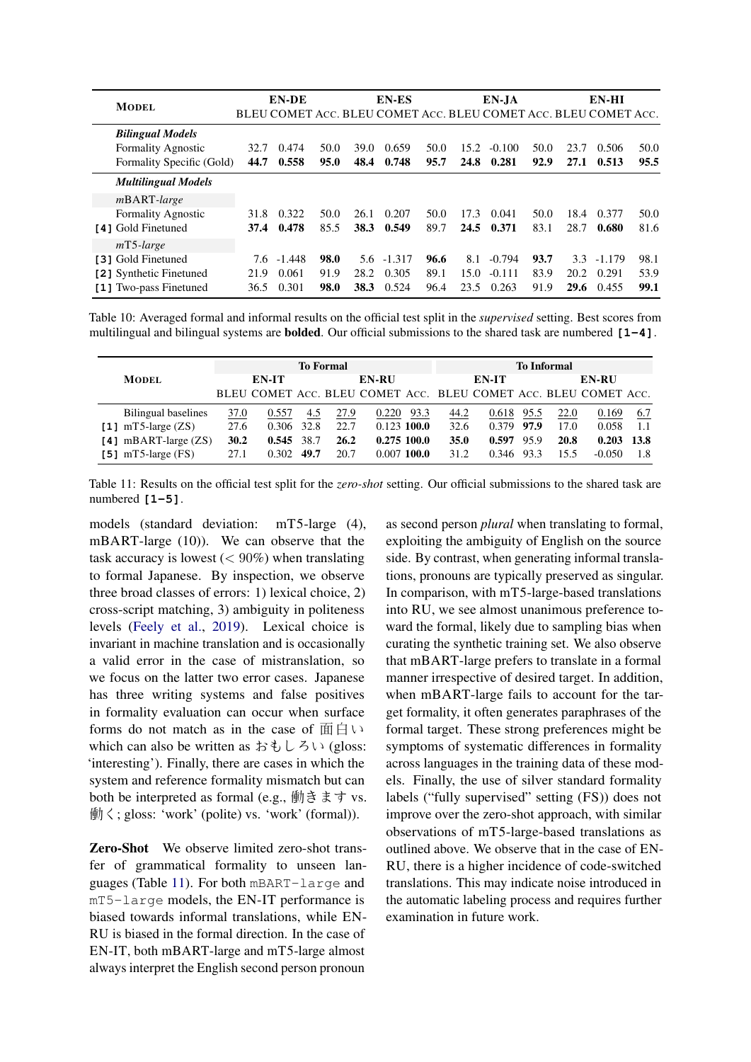| Model | EN-DE | | | EN-ES | | | EN-JA | | | EN-HI | | |
|---|---|---|---|---|---|---|---|---|---|---|---|---|
| | BLEU | COMET | Acc. | BLEU | COMET | Acc. | BLEU | COMET | Acc. | BLEU | COMET | Acc. |
| ***Bilingual Models*** | | | | | | | | | | | | |
| Formality Agnostic | 32.7 | 0.474 | 50.0 | 39.0 | 0.659 | 50.0 | 15.2 | -0.100 | 50.0 | 23.7 | 0.506 | 50.0 |
| Formality Specific (Gold) | **44.7** | **0.558** | **95.0** | **48.4** | **0.748** | **95.7** | **24.8** | **0.281** | **92.9** | **27.1** | **0.513** | **95.5** |
| ***Multilingual Models*** | | | | | | | | | | | | |
| *m*BART-*large* | | | | | | | | | | | | |
| Formality Agnostic | 31.8 | 0.322 | 50.0 | 26.1 | 0.207 | 50.0 | 17.3 | 0.041 | 50.0 | 18.4 | 0.377 | 50.0 |
| [4] Gold Finetuned | **37.4** | **0.478** | 85.5 | **38.3** | **0.549** | 89.7 | **24.5** | **0.371** | 83.1 | 28.7 | **0.680** | 81.6 |
| *m*T5-*large* | | | | | | | | | | | | |
| [3] Gold Finetuned | 7.6 | -1.448 | **98.0** | 5.6 | -1.317 | **96.6** | 8.1 | -0.794 | **93.7** | 3.3 | -1.179 | 98.1 |
| [2] Synthetic Finetuned | 21.9 | 0.061 | 91.9 | 28.2 | 0.305 | 89.1 | 15.0 | -0.111 | 83.9 | 20.2 | 0.291 | 53.9 |
| [1] Two-pass Finetuned | 36.5 | 0.301 | **98.0** | **38.3** | 0.524 | 96.4 | 23.5 | 0.263 | 91.9 | **29.6** | 0.455 | **99.1** |

Table 10: Averaged formal and informal results on the official test split in the *supervised* setting. Best scores from multilingual and bilingual systems are **bolded**. Our official submissions to the shared task are numbered **[1–4]**.

| Model | To Formal | | | | | | To Informal | | | | | |
|---|---|---|---|---|---|---|---|---|---|---|---|---|
| | EN-IT | | | EN-RU | | | EN-IT | | | EN-RU | | |
| | BLEU | COMET | Acc. | BLEU | COMET | Acc. | BLEU | COMET | Acc. | BLEU | COMET | Acc. |
| Bilingual baselines | 37.0 | 0.557 | 4.5 | 27.9 | 0.220 | 93.3 | 44.2 | 0.618 | 95.5 | 22.0 | 0.169 | 6.7 |
| [1] mT5-large (ZS) | 27.6 | 0.306 | 32.8 | 22.7 | 0.123 | **100.0** | 32.6 | 0.379 | **97.9** | 17.0 | 0.058 | 1.1 |
| [4] mBART-large (ZS) | **30.2** | **0.545** | 38.7 | **26.2** | **0.275** | **100.0** | **35.0** | **0.597** | 95.9 | **20.8** | **0.203** | **13.8** |
| [5] mT5-large (FS) | 27.1 | 0.302 | **49.7** | 20.7 | 0.007 | **100.0** | 31.2 | 0.346 | 93.3 | 15.5 | -0.050 | 1.8 |

Table 11: Results on the official test split for the *zero-shot* setting. Our official submissions to the shared task are numbered **[1–5]**.

models (standard deviation: mT5-large (4), mBART-large (10)). We can observe that the task accuracy is lowest ($< 90\%$) when translating to formal Japanese. By inspection, we observe three broad classes of errors: 1) lexical choice, 2) cross-script matching, 3) ambiguity in politeness levels (Feely et al., 2019). Lexical choice is invariant in machine translation and is occasionally a valid error in the case of mistranslation, so we focus on the latter two error cases. Japanese has three writing systems and false positives in formality evaluation can occur when surface forms do not match as in the case of 面白い which can also be written as おもしろい (gloss: 'interesting'). Finally, there are cases in which the system and reference formality mismatch but can both be interpreted as formal (e.g., 働きます vs. 働く; gloss: 'work' (polite) vs. 'work' (formal)).

**Zero-Shot** We observe limited zero-shot transfer of grammatical formality to unseen languages (Table 11). For both `mBART-large` and `mT5-large` models, the EN-IT performance is biased towards informal translations, while EN-RU is biased in the formal direction. In the case of EN-IT, both mBART-large and mT5-large almost always interpret the English second person pronoun as second person *plural* when translating to formal, exploiting the ambiguity of English on the source side. By contrast, when generating informal translations, pronouns are typically preserved as singular. In comparison, with mT5-large-based translations into RU, we see almost unanimous preference toward the formal, likely due to sampling bias when curating the synthetic training set. We also observe that mBART-large prefers to translate in a formal manner irrespective of desired target. In addition, when mBART-large fails to account for the target formality, it often generates paraphrases of the formal target. These strong preferences might be symptoms of systematic differences in formality across languages in the training data of these models. Finally, the use of silver standard formality labels ("fully supervised" setting (FS)) does not improve over the zero-shot approach, with similar observations of mT5-large-based translations as outlined above. We observe that in the case of EN-RU, there is a higher incidence of code-switched translations. This may indicate noise introduced in the automatic labeling process and requires further examination in future work.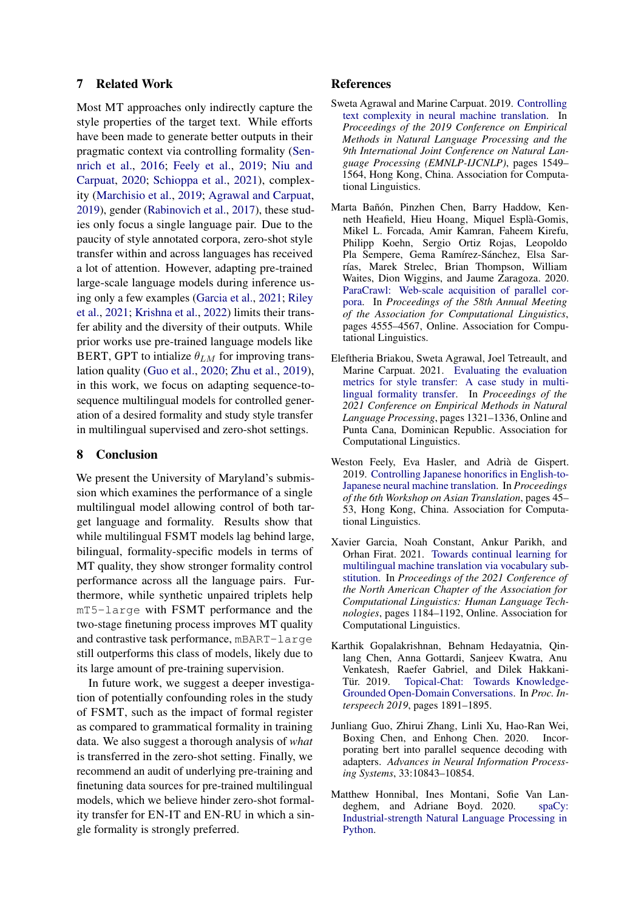## 7 Related Work

Most MT approaches only indirectly capture the style properties of the target text. While efforts have been made to generate better outputs in their pragmatic context via controlling formality (Sennrich et al., 2016; Feely et al., 2019; Niu and Carpuat, 2020; Schioppa et al., 2021), complexity (Marchisio et al., 2019; Agrawal and Carpuat, 2019), gender (Rabinovich et al., 2017), these studies only focus a single language pair. Due to the paucity of style annotated corpora, zero-shot style transfer within and across languages has received a lot of attention. However, adapting pre-trained large-scale language models during inference using only a few examples (Garcia et al., 2021; Riley et al., 2021; Krishna et al., 2022) limits their transfer ability and the diversity of their outputs. While prior works use pre-trained language models like BERT, GPT to intialize $\theta_{LM}$ for improving translation quality (Guo et al., 2020; Zhu et al., 2019), in this work, we focus on adapting sequence-to-sequence multilingual models for controlled generation of a desired formality and study style transfer in multilingual supervised and zero-shot settings.

## 8 Conclusion

We present the University of Maryland's submission which examines the performance of a single multilingual model allowing control of both target language and formality. Results show that while multilingual FSMT models lag behind large, bilingual, formality-specific models in terms of MT quality, they show stronger formality control performance across all the language pairs. Furthermore, while synthetic unpaired triplets help `mT5-large` with FSMT performance and the two-stage finetuning process improves MT quality and contrastive task performance, `mBART-large` still outperforms this class of models, likely due to its large amount of pre-training supervision.

In future work, we suggest a deeper investigation of potentially confounding roles in the study of FSMT, such as the impact of formal register as compared to grammatical formality in training data. We also suggest a thorough analysis of *what* is transferred in the zero-shot setting. Finally, we recommend an audit of underlying pre-training and finetuning data sources for pre-trained multilingual models, which we believe hinder zero-shot formality transfer for EN-IT and EN-RU in which a single formality is strongly preferred.

## References

Sweta Agrawal and Marine Carpuat. 2019. Controlling text complexity in neural machine translation. In *Proceedings of the 2019 Conference on Empirical Methods in Natural Language Processing and the 9th International Joint Conference on Natural Language Processing (EMNLP-IJCNLP)*, pages 1549–1564, Hong Kong, China. Association for Computational Linguistics.

Marta Bañón, Pinzhen Chen, Barry Haddow, Kenneth Heafield, Hieu Hoang, Miquel Esplà-Gomis, Mikel L. Forcada, Amir Kamran, Faheem Kirefu, Philipp Koehn, Sergio Ortiz Rojas, Leopoldo Pla Sempere, Gema Ramírez-Sánchez, Elsa Sarrías, Marek Strelec, Brian Thompson, William Waites, Dion Wiggins, and Jaume Zaragoza. 2020. ParaCrawl: Web-scale acquisition of parallel corpora. In *Proceedings of the 58th Annual Meeting of the Association for Computational Linguistics*, pages 4555–4567, Online. Association for Computational Linguistics.

Eleftheria Briakou, Sweta Agrawal, Joel Tetreault, and Marine Carpuat. 2021. Evaluating the evaluation metrics for style transfer: A case study in multilingual formality transfer. In *Proceedings of the 2021 Conference on Empirical Methods in Natural Language Processing*, pages 1321–1336, Online and Punta Cana, Dominican Republic. Association for Computational Linguistics.

Weston Feely, Eva Hasler, and Adrià de Gispert. 2019. Controlling Japanese honorifics in English-to-Japanese neural machine translation. In *Proceedings of the 6th Workshop on Asian Translation*, pages 45–53, Hong Kong, China. Association for Computational Linguistics.

Xavier Garcia, Noah Constant, Ankur Parikh, and Orhan Firat. 2021. Towards continual learning for multilingual machine translation via vocabulary substitution. In *Proceedings of the 2021 Conference of the North American Chapter of the Association for Computational Linguistics: Human Language Technologies*, pages 1184–1192, Online. Association for Computational Linguistics.

Karthik Gopalakrishnan, Behnam Hedayatnia, Qinlang Chen, Anna Gottardi, Sanjeev Kwatra, Anu Venkatesh, Raefer Gabriel, and Dilek Hakkani-Tür. 2019. Topical-Chat: Towards Knowledge-Grounded Open-Domain Conversations. In *Proc. Interspeech 2019*, pages 1891–1895.

Junliang Guo, Zhirui Zhang, Linli Xu, Hao-Ran Wei, Boxing Chen, and Enhong Chen. 2020. Incorporating bert into parallel sequence decoding with adapters. *Advances in Neural Information Processing Systems*, 33:10843–10854.

Matthew Honnibal, Ines Montani, Sofie Van Landeghem, and Adriane Boyd. 2020. spaCy: Industrial-strength Natural Language Processing in Python.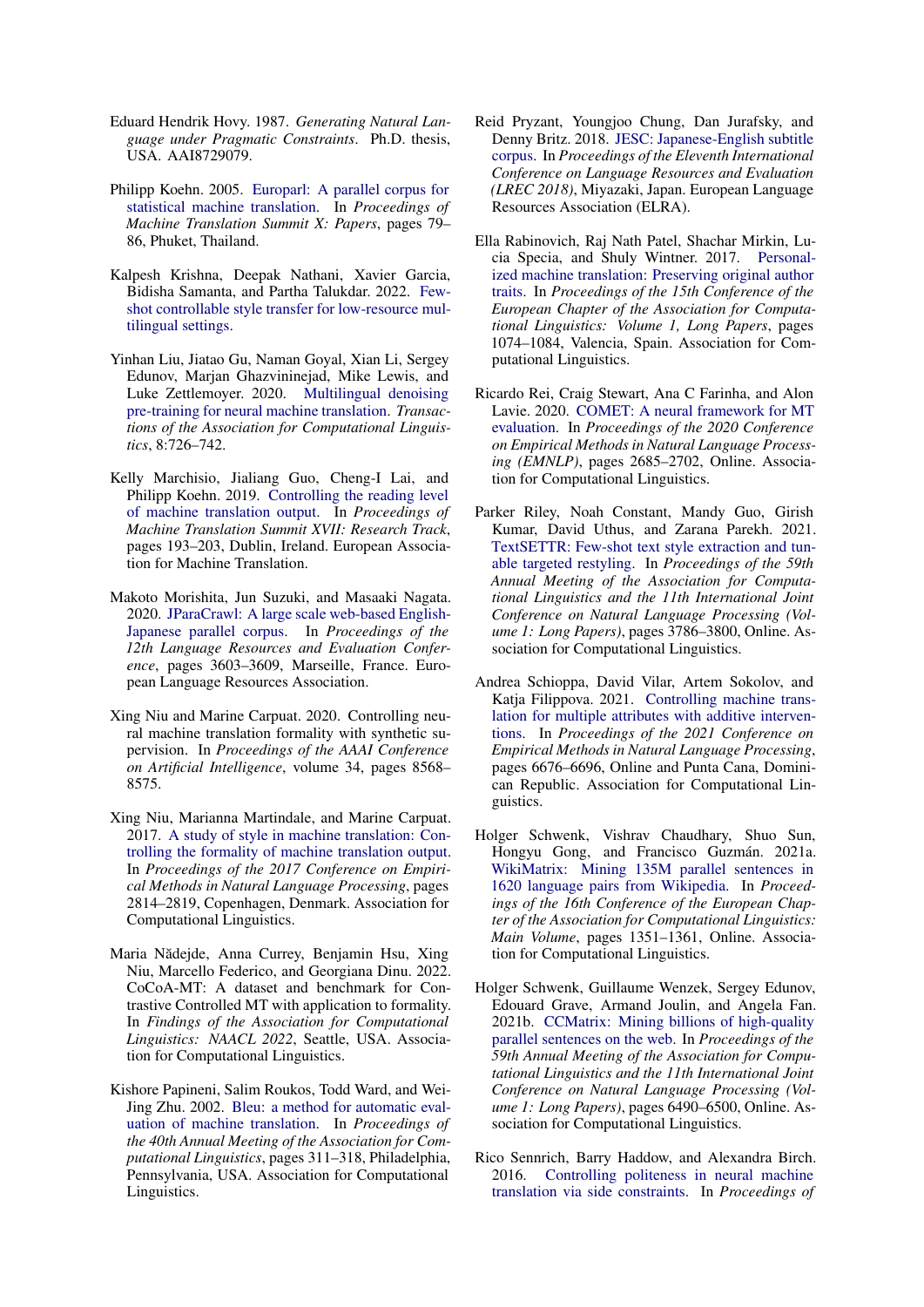Eduard Hendrik Hovy. 1987. *Generating Natural Language under Pragmatic Constraints*. Ph.D. thesis, USA. AAI8729079.

Philipp Koehn. 2005. Europarl: A parallel corpus for statistical machine translation. In *Proceedings of Machine Translation Summit X: Papers*, pages 79–86, Phuket, Thailand.

Kalpesh Krishna, Deepak Nathani, Xavier Garcia, Bidisha Samanta, and Partha Talukdar. 2022. Few-shot controllable style transfer for low-resource multilingual settings.

Yinhan Liu, Jiatao Gu, Naman Goyal, Xian Li, Sergey Edunov, Marjan Ghazvininejad, Mike Lewis, and Luke Zettlemoyer. 2020. Multilingual denoising pre-training for neural machine translation. *Transactions of the Association for Computational Linguistics*, 8:726–742.

Kelly Marchisio, Jialiang Guo, Cheng-I Lai, and Philipp Koehn. 2019. Controlling the reading level of machine translation output. In *Proceedings of Machine Translation Summit XVII: Research Track*, pages 193–203, Dublin, Ireland. European Association for Machine Translation.

Makoto Morishita, Jun Suzuki, and Masaaki Nagata. 2020. JParaCrawl: A large scale web-based English-Japanese parallel corpus. In *Proceedings of the 12th Language Resources and Evaluation Conference*, pages 3603–3609, Marseille, France. European Language Resources Association.

Xing Niu and Marine Carpuat. 2020. Controlling neural machine translation formality with synthetic supervision. In *Proceedings of the AAAI Conference on Artificial Intelligence*, volume 34, pages 8568–8575.

Xing Niu, Marianna Martindale, and Marine Carpuat. 2017. A study of style in machine translation: Controlling the formality of machine translation output. In *Proceedings of the 2017 Conference on Empirical Methods in Natural Language Processing*, pages 2814–2819, Copenhagen, Denmark. Association for Computational Linguistics.

Maria Nădejde, Anna Currey, Benjamin Hsu, Xing Niu, Marcello Federico, and Georgiana Dinu. 2022. CoCoA-MT: A dataset and benchmark for Contrastive Controlled MT with application to formality. In *Findings of the Association for Computational Linguistics: NAACL 2022*, Seattle, USA. Association for Computational Linguistics.

Kishore Papineni, Salim Roukos, Todd Ward, and Wei-Jing Zhu. 2002. Bleu: a method for automatic evaluation of machine translation. In *Proceedings of the 40th Annual Meeting of the Association for Computational Linguistics*, pages 311–318, Philadelphia, Pennsylvania, USA. Association for Computational Linguistics.

Reid Pryzant, Youngjoo Chung, Dan Jurafsky, and Denny Britz. 2018. JESC: Japanese-English subtitle corpus. In *Proceedings of the Eleventh International Conference on Language Resources and Evaluation (LREC 2018)*, Miyazaki, Japan. European Language Resources Association (ELRA).

Ella Rabinovich, Raj Nath Patel, Shachar Mirkin, Lucia Specia, and Shuly Wintner. 2017. Personalized machine translation: Preserving original author traits. In *Proceedings of the 15th Conference of the European Chapter of the Association for Computational Linguistics: Volume 1, Long Papers*, pages 1074–1084, Valencia, Spain. Association for Computational Linguistics.

Ricardo Rei, Craig Stewart, Ana C Farinha, and Alon Lavie. 2020. COMET: A neural framework for MT evaluation. In *Proceedings of the 2020 Conference on Empirical Methods in Natural Language Processing (EMNLP)*, pages 2685–2702, Online. Association for Computational Linguistics.

Parker Riley, Noah Constant, Mandy Guo, Girish Kumar, David Uthus, and Zarana Parekh. 2021. TextSETTR: Few-shot text style extraction and tunable targeted restyling. In *Proceedings of the 59th Annual Meeting of the Association for Computational Linguistics and the 11th International Joint Conference on Natural Language Processing (Volume 1: Long Papers)*, pages 3786–3800, Online. Association for Computational Linguistics.

Andrea Schioppa, David Vilar, Artem Sokolov, and Katja Filippova. 2021. Controlling machine translation for multiple attributes with additive interventions. In *Proceedings of the 2021 Conference on Empirical Methods in Natural Language Processing*, pages 6676–6696, Online and Punta Cana, Dominican Republic. Association for Computational Linguistics.

Holger Schwenk, Vishrav Chaudhary, Shuo Sun, Hongyu Gong, and Francisco Guzmán. 2021a. WikiMatrix: Mining 135M parallel sentences in 1620 language pairs from Wikipedia. In *Proceedings of the 16th Conference of the European Chapter of the Association for Computational Linguistics: Main Volume*, pages 1351–1361, Online. Association for Computational Linguistics.

Holger Schwenk, Guillaume Wenzek, Sergey Edunov, Edouard Grave, Armand Joulin, and Angela Fan. 2021b. CCMatrix: Mining billions of high-quality parallel sentences on the web. In *Proceedings of the 59th Annual Meeting of the Association for Computational Linguistics and the 11th International Joint Conference on Natural Language Processing (Volume 1: Long Papers)*, pages 6490–6500, Online. Association for Computational Linguistics.

Rico Sennrich, Barry Haddow, and Alexandra Birch. 2016. Controlling politeness in neural machine translation via side constraints. In *Proceedings of*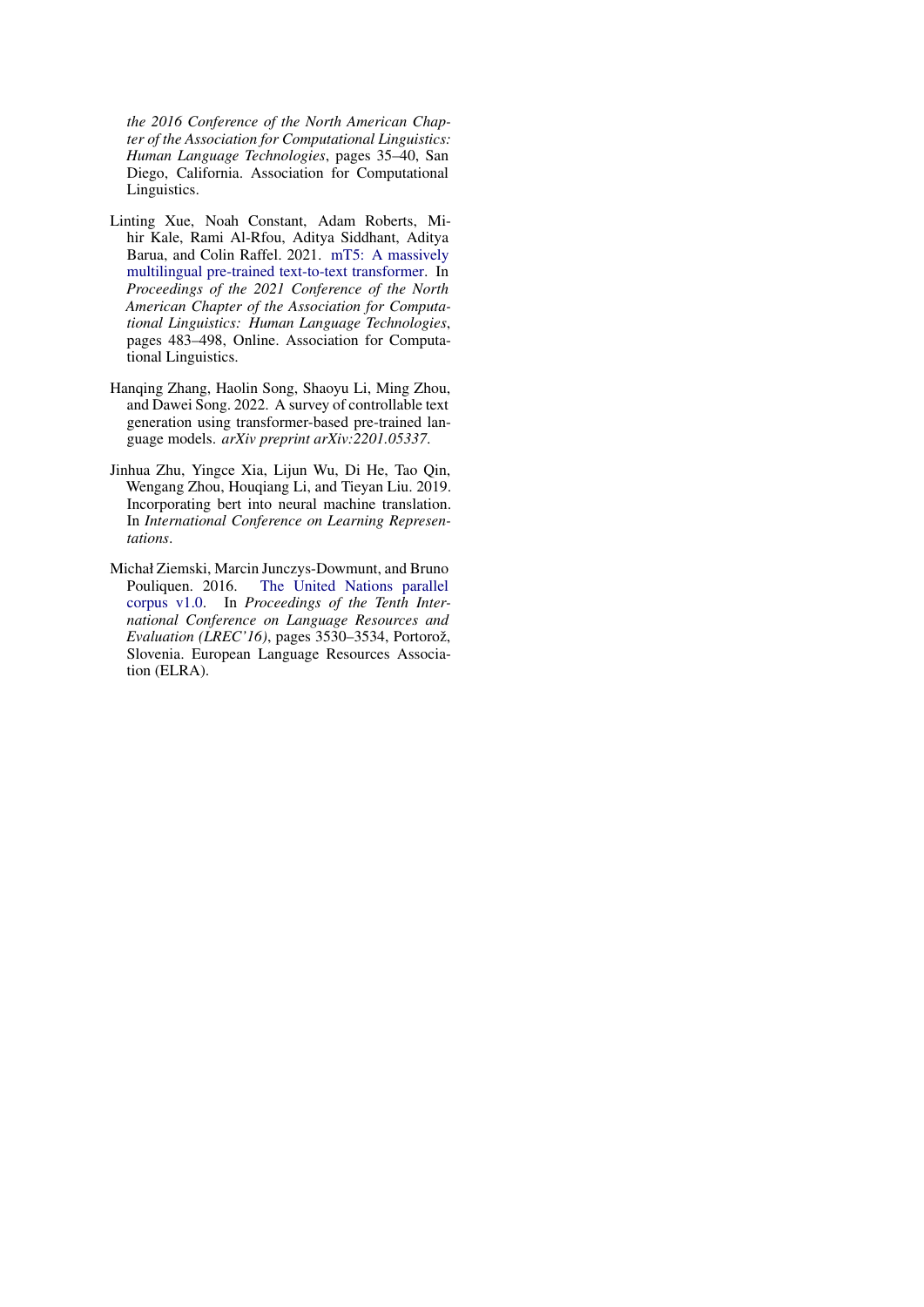*the 2016 Conference of the North American Chapter of the Association for Computational Linguistics: Human Language Technologies*, pages 35–40, San Diego, California. Association for Computational Linguistics.

Linting Xue, Noah Constant, Adam Roberts, Mihir Kale, Rami Al-Rfou, Aditya Siddhant, Aditya Barua, and Colin Raffel. 2021. mT5: A massively multilingual pre-trained text-to-text transformer. In *Proceedings of the 2021 Conference of the North American Chapter of the Association for Computational Linguistics: Human Language Technologies*, pages 483–498, Online. Association for Computational Linguistics.

Hanqing Zhang, Haolin Song, Shaoyu Li, Ming Zhou, and Dawei Song. 2022. A survey of controllable text generation using transformer-based pre-trained language models. *arXiv preprint arXiv:2201.05337*.

Jinhua Zhu, Yingce Xia, Lijun Wu, Di He, Tao Qin, Wengang Zhou, Houqiang Li, and Tieyan Liu. 2019. Incorporating bert into neural machine translation. In *International Conference on Learning Representations*.

Michał Ziemski, Marcin Junczys-Dowmunt, and Bruno Pouliquen. 2016. The United Nations parallel corpus v1.0. In *Proceedings of the Tenth International Conference on Language Resources and Evaluation (LREC'16)*, pages 3530–3534, Portorož, Slovenia. European Language Resources Association (ELRA).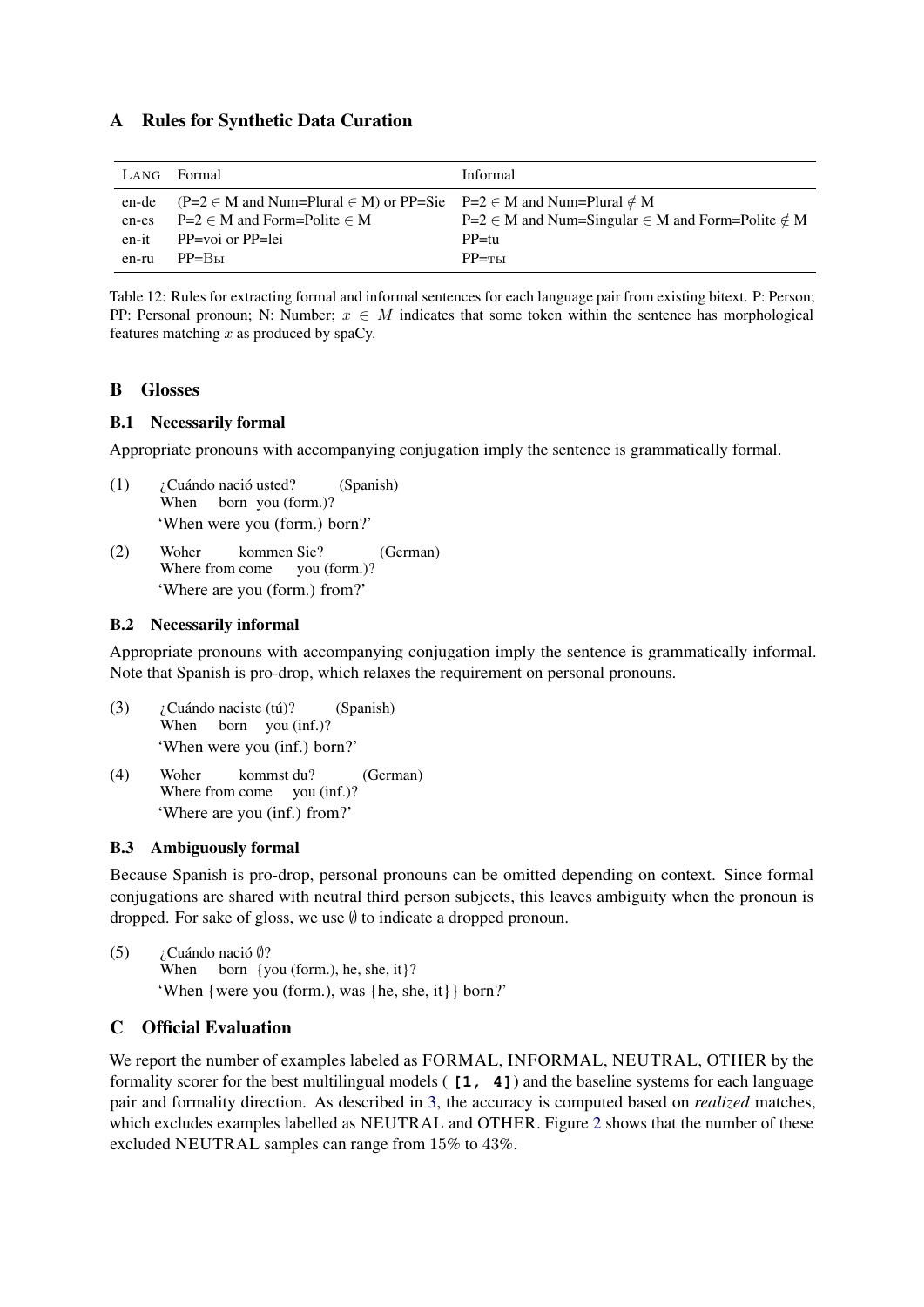## A Rules for Synthetic Data Curation

| LANG | Formal | Informal |
|---|---|---|
| en-de | (P=2 $\in$ M and Num=Plural $\in$ M) or PP=Sie | P=2 $\in$ M and Num=Plural $\notin$ M |
| en-es | P=2 $\in$ M and Form=Polite $\in$ M | P=2 $\in$ M and Num=Singular $\in$ M and Form=Polite $\notin$ M |
| en-it | PP=voi or PP=lei | PP=tu |
| en-ru | PP=Вы | PP=ты |

Table 12: Rules for extracting formal and informal sentences for each language pair from existing bitext. P: Person; PP: Personal pronoun; N: Number; $x \in M$ indicates that some token within the sentence has morphological features matching $x$ as produced by spaCy.

## B Glosses

### B.1 Necessarily formal

Appropriate pronouns with accompanying conjugation imply the sentence is grammatically formal.

(1) ¿Cuándo nació usted? (Spanish)
When born you (form.)?
'When were you (form.) born?'

(2) Woher kommen Sie? (German)
Where from come you (form.)?
'Where are you (form.) from?'

### B.2 Necessarily informal

Appropriate pronouns with accompanying conjugation imply the sentence is grammatically informal. Note that Spanish is pro-drop, which relaxes the requirement on personal pronouns.

(3) ¿Cuándo naciste (tú)? (Spanish)
When born you (inf.)?
'When were you (inf.) born?'

(4) Woher kommst du? (German)
Where from come you (inf.)?
'Where are you (inf.) from?'

### B.3 Ambiguously formal

Because Spanish is pro-drop, personal pronouns can be omitted depending on context. Since formal conjugations are shared with neutral third person subjects, this leaves ambiguity when the pronoun is dropped. For sake of gloss, we use $\emptyset$ to indicate a dropped pronoun.

(5) ¿Cuándo nació $\emptyset$?
When born {you (form.), he, she, it}?
'When {were you (form.), was {he, she, it}} born?'

## C Official Evaluation

We report the number of examples labeled as FORMAL, INFORMAL, NEUTRAL, OTHER by the formality scorer for the best multilingual models ( **[1, 4]** ) and the baseline systems for each language pair and formality direction. As described in 3, the accuracy is computed based on *realized* matches, which excludes examples labelled as NEUTRAL and OTHER. Figure 2 shows that the number of these excluded NEUTRAL samples can range from 15% to 43%.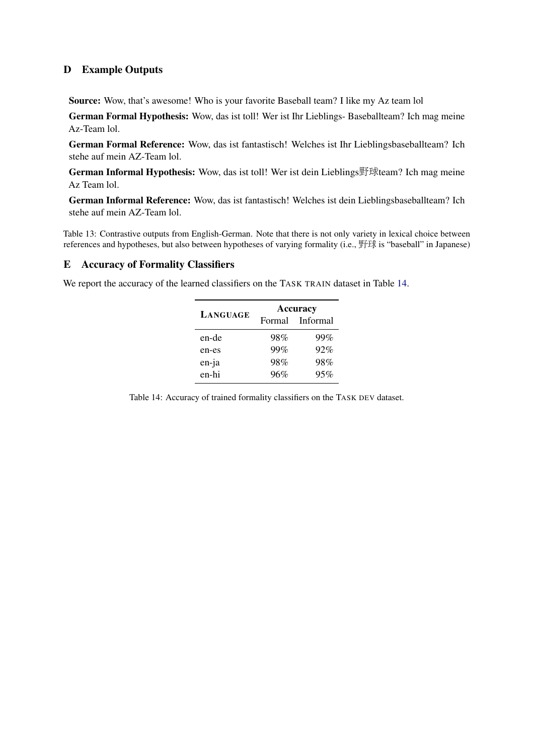# D Example Outputs

**Source:** Wow, that's awesome! Who is your favorite Baseball team? I like my Az team lol

**German Formal Hypothesis:** Wow, das ist toll! Wer ist Ihr Lieblings- Baseballteam? Ich mag meine Az-Team lol.

**German Formal Reference:** Wow, das ist fantastisch! Welches ist Ihr Lieblingsbaseballteam? Ich stehe auf mein AZ-Team lol.

**German Informal Hypothesis:** Wow, das ist toll! Wer ist dein Lieblings野球team? Ich mag meine Az Team lol.

**German Informal Reference:** Wow, das ist fantastisch! Welches ist dein Lieblingsbaseballteam? Ich stehe auf mein AZ-Team lol.

Table 13: Contrastive outputs from English-German. Note that there is not only variety in lexical choice between references and hypotheses, but also between hypotheses of varying formality (i.e., 野球 is "baseball" in Japanese)

# E Accuracy of Formality Classifiers

We report the accuracy of the learned classifiers on the TASK TRAIN dataset in Table 14.

| LANGUAGE | Accuracy | |
|---|---|---|
| | Formal | Informal |
| en-de | 98% | 99% |
| en-es | 99% | 92% |
| en-ja | 98% | 98% |
| en-hi | 96% | 95% |

Table 14: Accuracy of trained formality classifiers on the TASK DEV dataset.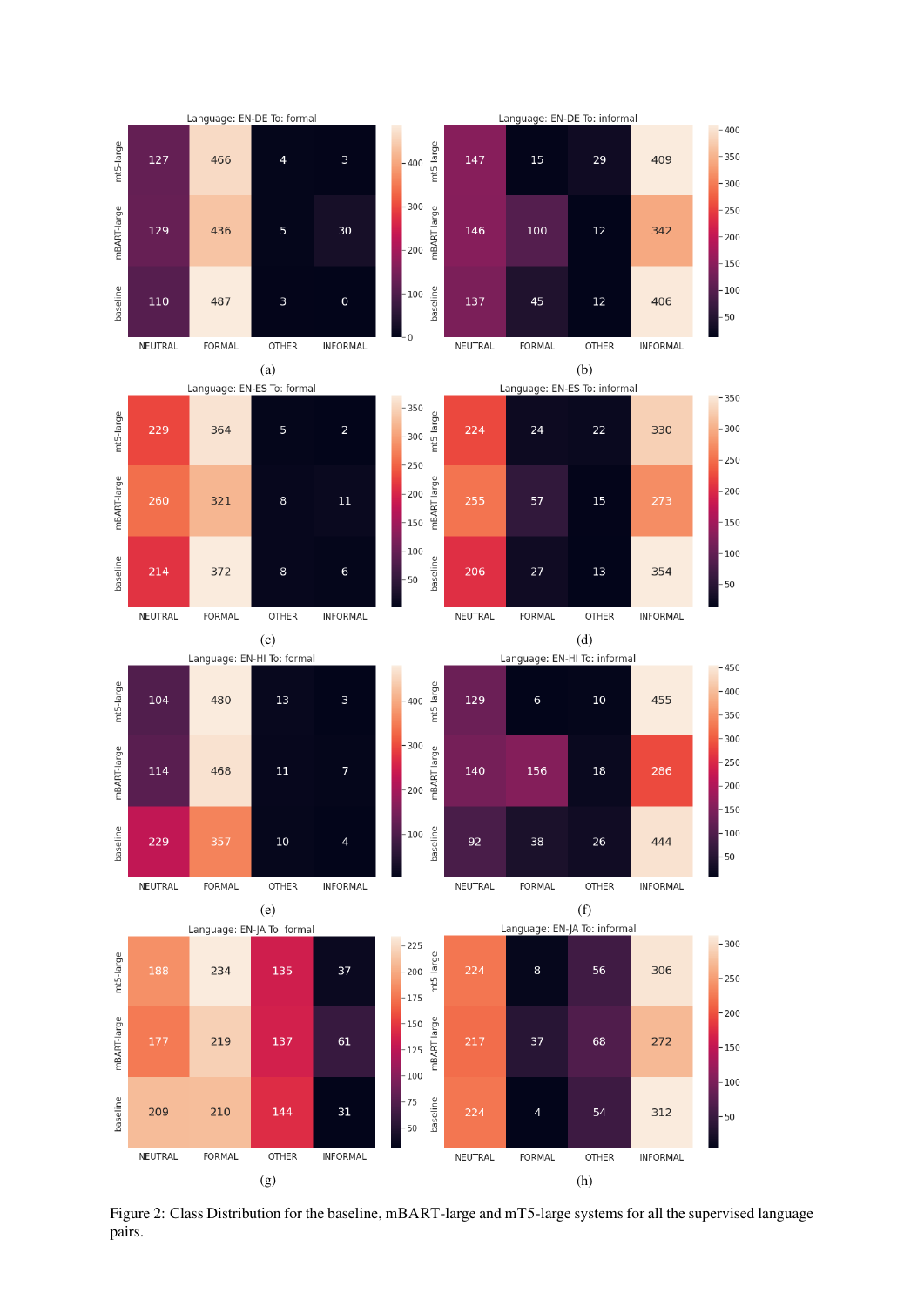Language: EN-DE To: formal

mt5-large 127 466 4 3

mBART-large 129 436 5 30

baseline 110 487 3 0

NEUTRAL FORMAL OTHER INFORMAL

0 100 200 300 400

(a)

Language: EN-DE To: informal

mt5-large 147 15 29 409

mBART-large 146 100 12 342

baseline 137 45 12 406

NEUTRAL FORMAL OTHER INFORMAL

50 100 150 200 250 300 350 400

(b)

Language: EN-ES To: formal

mt5-large 229 364 5 2

mBART-large 260 321 8 11

baseline 214 372 8 6

NEUTRAL FORMAL OTHER INFORMAL

50 100 150 200 250 300 350

(c)

Language: EN-ES To: informal

mt5-large 224 24 22 330

mBART-large 255 57 15 273

baseline 206 27 13 354

NEUTRAL FORMAL OTHER INFORMAL

50 100 150 200 250 300 350

(d)

Language: EN-HI To: formal

mt5-large 104 480 13 3

mBART-large 114 468 11 7

baseline 229 357 10 4

NEUTRAL FORMAL OTHER INFORMAL

100 200 300 400

(e)

Language: EN-HI To: informal

mt5-large 129 6 10 455

mBART-large 140 156 18 286

baseline 92 38 26 444

NEUTRAL FORMAL OTHER INFORMAL

50 100 150 200 250 300 350 400 450

(f)

Language: EN-JA To: formal

mt5-large 188 234 135 37

mBART-large 177 219 137 61

baseline 209 210 144 31

NEUTRAL FORMAL OTHER INFORMAL

50 75 100 125 150 175 200 225

(g)

Language: EN-JA To: informal

mt5-large 224 8 56 306

mBART-large 217 37 68 272

baseline 224 4 54 312

NEUTRAL FORMAL OTHER INFORMAL

50 100 150 200 250 300

(h)

Figure 2: Class Distribution for the baseline, mBART-large and mT5-large systems for all the supervised language pairs.